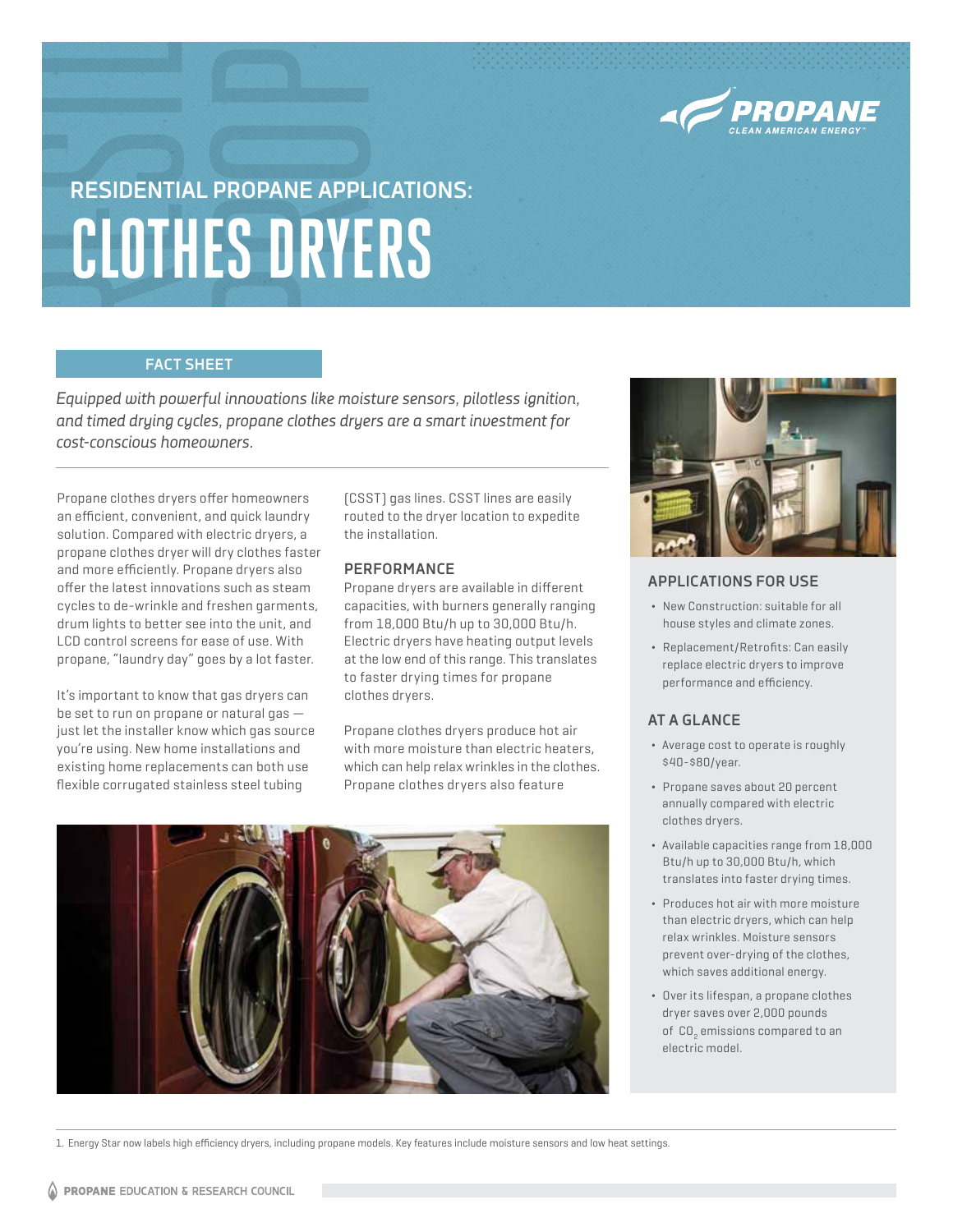# RESIDENTIAL PROPANE APPLICATIONS:

# CLOTHES DRYERS

PROPANE CLEAN AMERICAN ENERGY™

**FACT SHEET**

*Equipped with powerful innovations like moisture sensors, pilotless ignition, and timed drying cycles, propane clothes dryers are a smart investment for cost-conscious homeowners.*

Propane clothes dryers offer homeowners an efficient, convenient, and quick laundry solution. Compared with electric dryers, a propane clothes dryer will dry clothes faster and more efficiently. Propane dryers also offer the latest innovations such as steam cycles to de-wrinkle and freshen garments, drum lights to better see into the unit, and LCD control screens for ease of use. With propane, "laundry day" goes by a lot faster.

It's important to know that gas dryers can be set to run on propane or natural gas — just let the installer know which gas source you're using. New home installations and existing home replacements can both use flexible corrugated stainless steel tubing (CSST) gas lines. CSST lines are easily routed to the dryer location to expedite the installation.

## PERFORMANCE

Propane dryers are available in different capacities, with burners generally ranging from 18,000 Btu/h up to 30,000 Btu/h. Electric dryers have heating output levels at the low end of this range. This translates to faster drying times for propane clothes dryers.

Propane clothes dryers produce hot air with more moisture than electric heaters, which can help relax wrinkles in the clothes. Propane clothes dryers also feature

## APPLICATIONS FOR USE

- New Construction: suitable for all house styles and climate zones.
- Replacement/Retrofits: Can easily replace electric dryers to improve performance and efficiency.

## AT A GLANCE

- Average cost to operate is roughly $40–$80/year.
- Propane saves about 20 percent annually compared with electric clothes dryers.
- Available capacities range from 18,000 Btu/h up to 30,000 Btu/h, which translates into faster drying times.
- Produces hot air with more moisture than electric dryers, which can help relax wrinkles. Moisture sensors prevent over-drying of the clothes, which saves additional energy.
- Over its lifespan, a propane clothes dryer saves over 2,000 pounds of $CO_2$ emissions compared to an electric model.

1. Energy Star now labels high efficiency dryers, including propane models. Key features include moisture sensors and low heat settings.

PROPANE EDUCATION & RESEARCH COUNCIL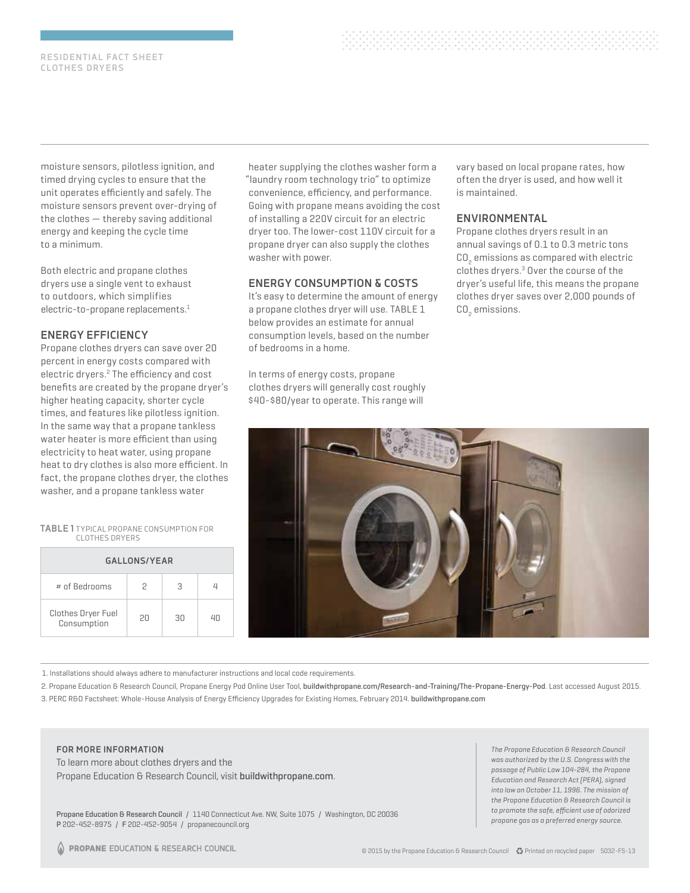moisture sensors, pilotless ignition, and timed drying cycles to ensure that the unit operates efficiently and safely. The moisture sensors prevent over-drying of the clothes — thereby saving additional energy and keeping the cycle time to a minimum.

Both electric and propane clothes dryers use a single vent to exhaust to outdoors, which simplifies electric-to-propane replacements.[1]

## ENERGY EFFICIENCY

Propane clothes dryers can save over 20 percent in energy costs compared with electric dryers.[2] The efficiency and cost benefits are created by the propane dryer's higher heating capacity, shorter cycle times, and features like pilotless ignition. In the same way that a propane tankless water heater is more efficient than using electricity to heat water, using propane heat to dry clothes is also more efficient. In fact, the propane clothes dryer, the clothes washer, and a propane tankless water heater supplying the clothes washer form a "laundry room technology trio" to optimize convenience, efficiency, and performance. Going with propane means avoiding the cost of installing a 220V circuit for an electric dryer too. The lower-cost 110V circuit for a propane dryer can also supply the clothes washer with power.

## ENERGY CONSUMPTION & COSTS

It's easy to determine the amount of energy a propane clothes dryer will use. TABLE 1 below provides an estimate for annual consumption levels, based on the number of bedrooms in a home.

In terms of energy costs, propane clothes dryers will generally cost roughly $40-$80/year to operate. This range will vary based on local propane rates, how often the dryer is used, and how well it is maintained.

## ENVIRONMENTAL

Propane clothes dryers result in an annual savings of 0.1 to 0.3 metric tons $CO_2$ emissions as compared with electric clothes dryers.[3] Over the course of the dryer's useful life, this means the propane clothes dryer saves over 2,000 pounds of $CO_2$ emissions.

**TABLE 1** TYPICAL PROPANE CONSUMPTION FOR CLOTHES DRYERS

| GALLONS/YEAR | | | |
|---|---|---|---|
| # of Bedrooms | 2 | 3 | 4 |
| Clothes Dryer Fuel Consumption | 20 | 30 | 40 |

1. Installations should always adhere to manufacturer instructions and local code requirements.
2. Propane Education & Research Council, Propane Energy Pod Online User Tool, buildwithpropane.com/Research-and-Training/The-Propane-Energy-Pod. Last accessed August 2015.
3. PERC R&D Factsheet: Whole-House Analysis of Energy Efficiency Upgrades for Existing Homes, February 2014. buildwithpropane.com

**FOR MORE INFORMATION**

To learn more about clothes dryers and the Propane Education & Research Council, visit buildwithpropane.com.

Propane Education & Research Council / 1140 Connecticut Ave. NW, Suite 1075 / Washington, DC 20036
P 202-452-8975 / F 202-452-9054 / propanecouncil.org

*The Propane Education & Research Council was authorized by the U.S. Congress with the passage of Public Law 104-284, the Propane Education and Research Act (PERA), signed into law on October 11, 1996. The mission of the Propane Education & Research Council is to promote the safe, efficient use of odorized propane gas as a preferred energy source.*

PROPANE EDUCATION & RESEARCH COUNCIL

© 2015 by the Propane Education & Research Council Printed on recycled paper 5032-FS-13